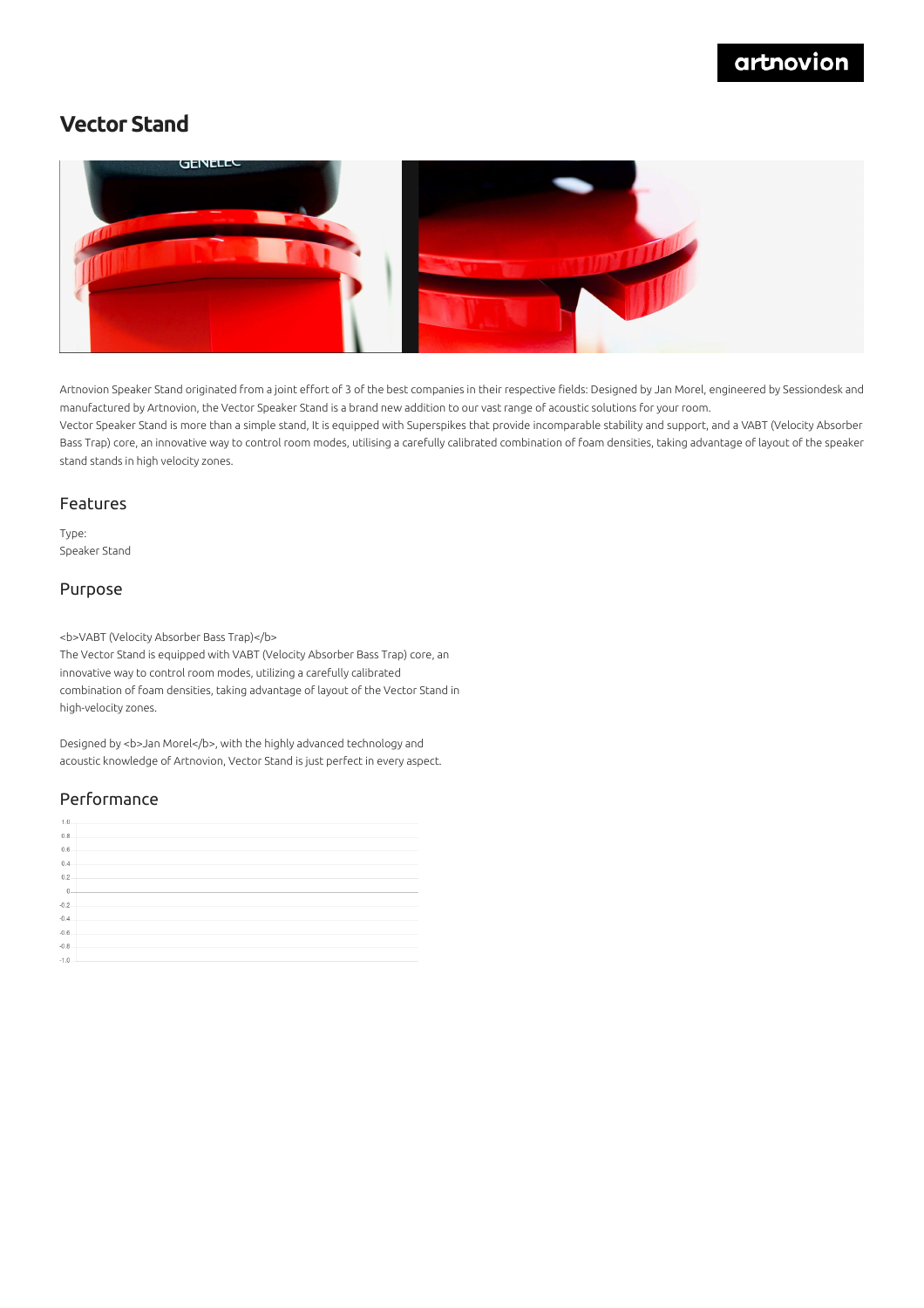# Vector Stand

Artnovion Speaker Stand originated from a joint effort of 3 of the best companies in their respective fields: Designed by Jan Morel, engineered by Sessiondesk and manufactured by Artnovion, the Vector Speaker Stand is a brand new addition to our vast range of acoustic solutions for your room.
Vector Speaker Stand is more than a simple stand, It is equipped with Superspikes that provide incomparable stability and support, and a VABT (Velocity Absorber Bass Trap) core, an innovative way to control room modes, utilising a carefully calibrated combination of foam densities, taking advantage of layout of the speaker stand stands in high velocity zones.

## Features

Type:
Speaker Stand

## Purpose

<b>VABT (Velocity Absorber Bass Trap)</b>
The Vector Stand is equipped with VABT (Velocity Absorber Bass Trap) core, an innovative way to control room modes, utilizing a carefully calibrated combination of foam densities, taking advantage of layout of the Vector Stand in high-velocity zones.

Designed by <b>Jan Morel</b>, with the highly advanced technology and acoustic knowledge of Artnovion, Vector Stand is just perfect in every aspect.

## Performance

1.0
0.8
0.6
0.4
0.2
0
-0.2
-0.4
-0.6
-0.8
-1.0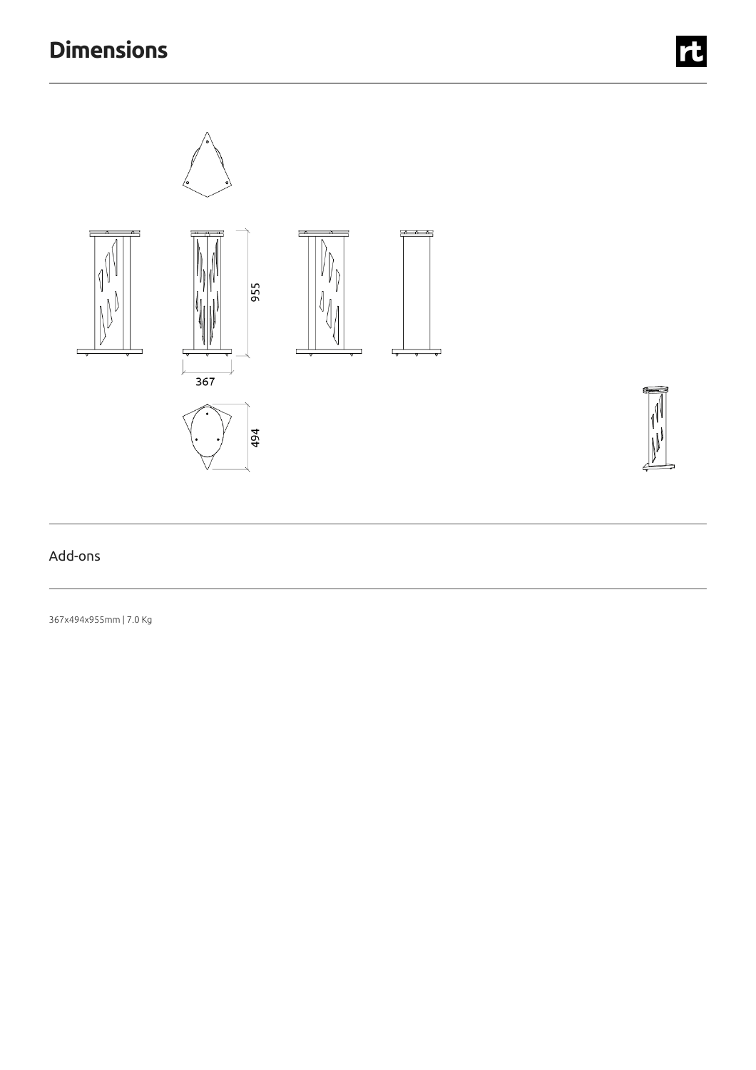# Dimensions

955

367

494

Add-ons

367x494x955mm | 7.0 Kg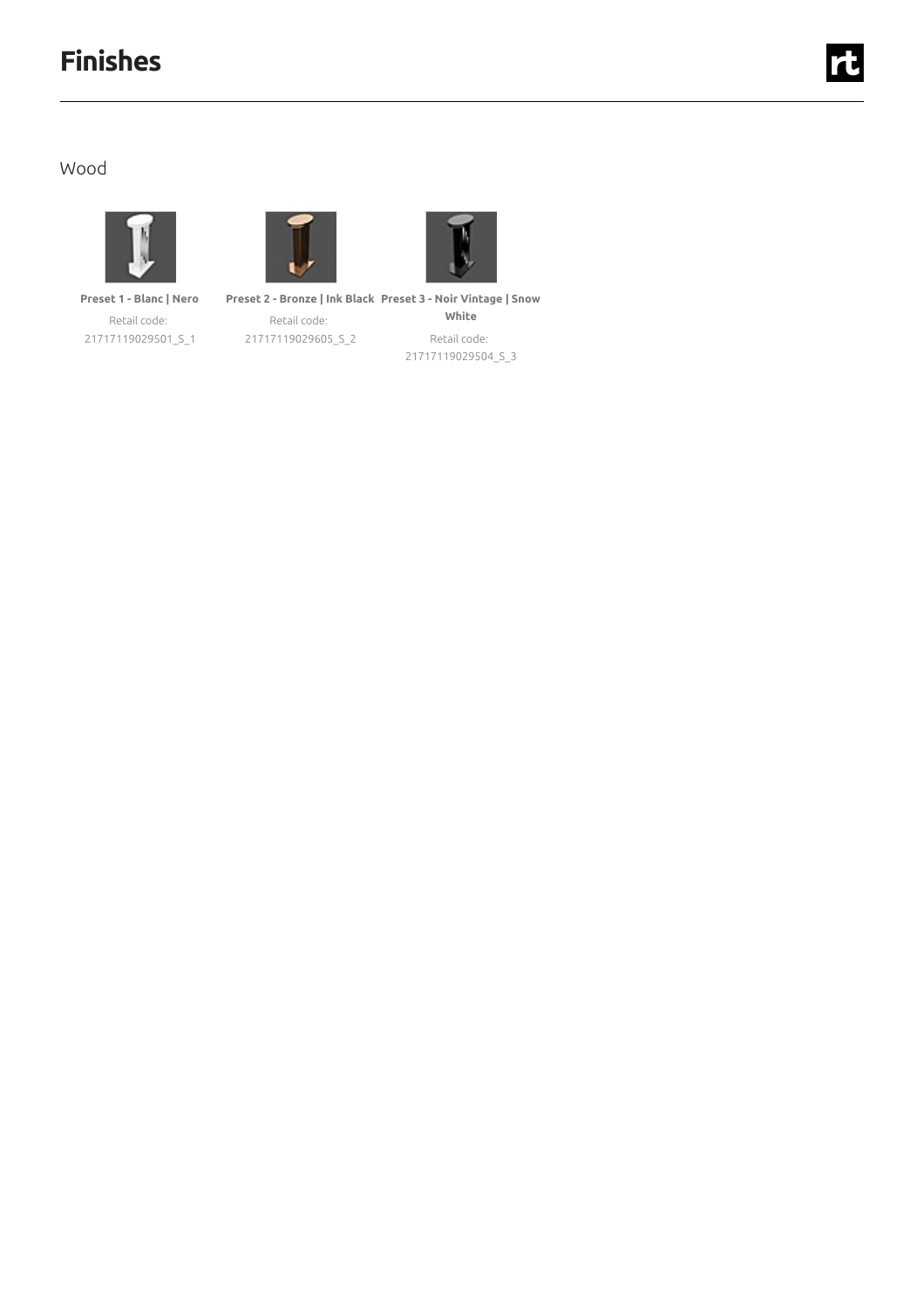# Finishes

## Wood

**Preset 1 - Blanc | Nero**
Retail code: 21717119029501_S_1

**Preset 2 - Bronze | Ink Black**
Retail code: 21717119029605_S_2

**Preset 3 - Noir Vintage | Snow White**
Retail code: 21717119029504_S_3